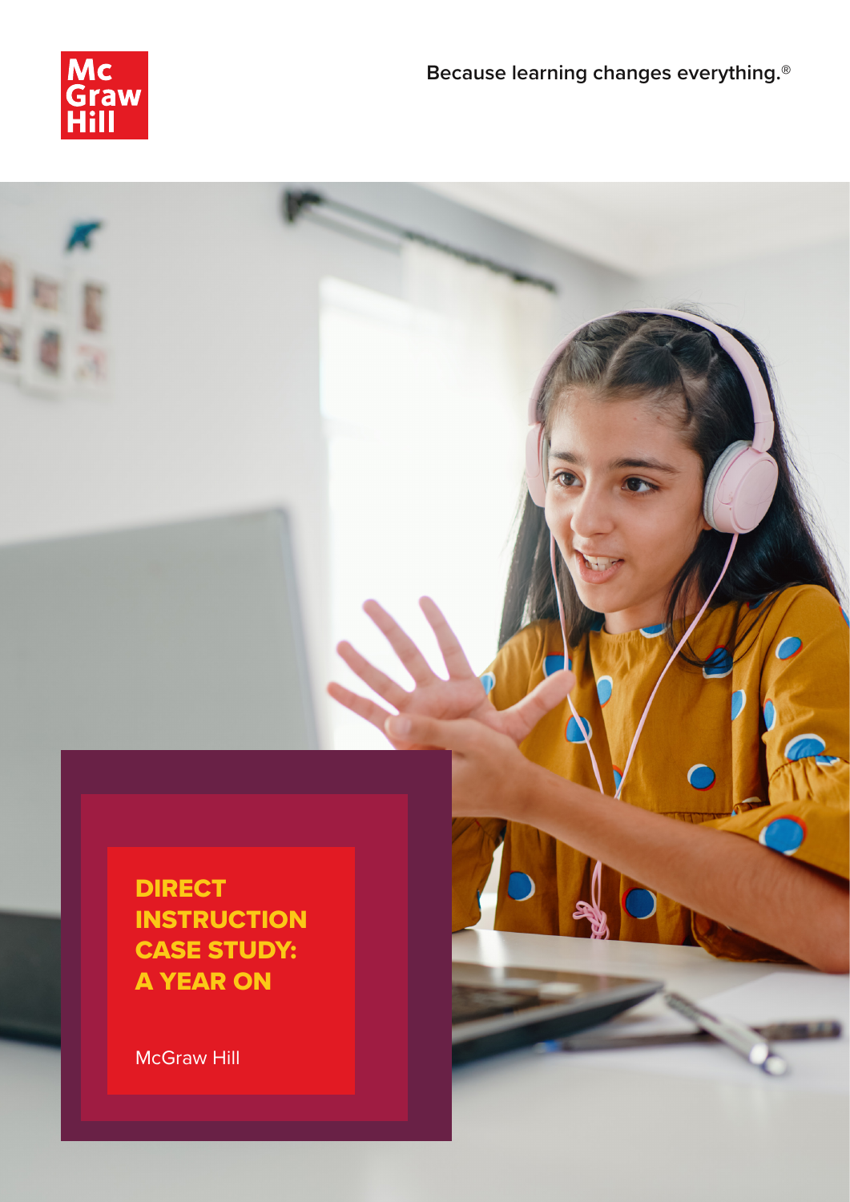Mc Graw Hill

Because learning changes everything.®

# DIRECT INSTRUCTION CASE STUDY: A YEAR ON

McGraw Hill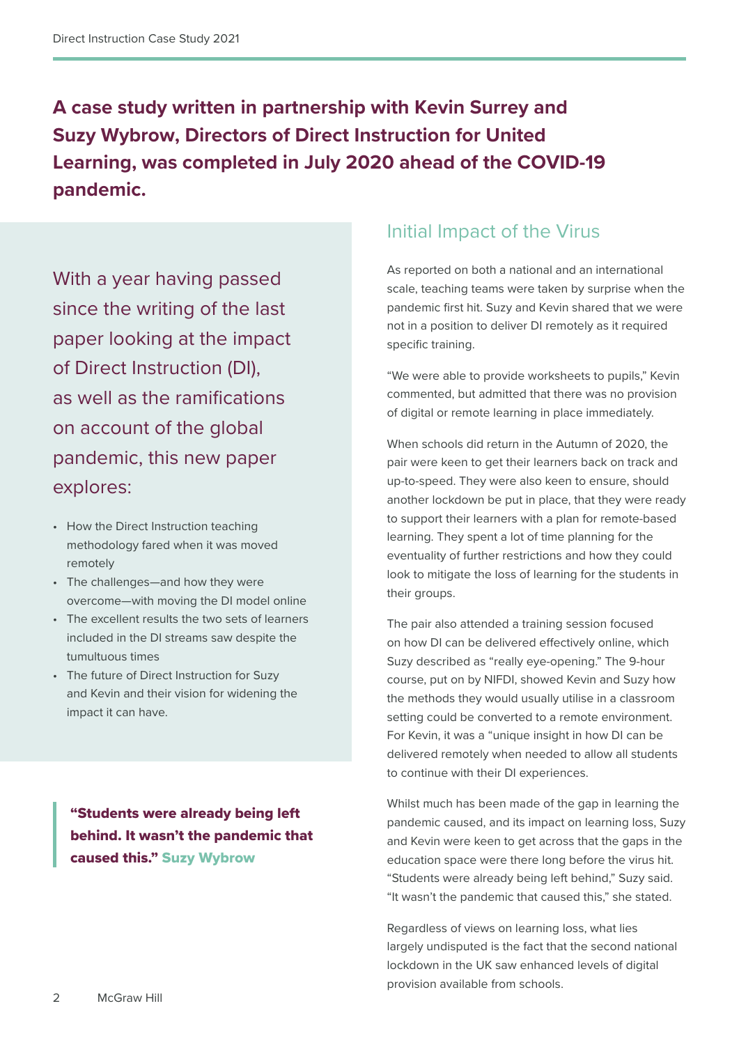**A case study written in partnership with Kevin Surrey and Suzy Wybrow, Directors of Direct Instruction for United Learning, was completed in July 2020 ahead of the COVID-19 pandemic.**

With a year having passed since the writing of the last paper looking at the impact of Direct Instruction (DI), as well as the ramifications on account of the global pandemic, this new paper explores:

- How the Direct Instruction teaching methodology fared when it was moved remotely
- The challenges—and how they were overcome—with moving the DI model online
- The excellent results the two sets of learners included in the DI streams saw despite the tumultuous times
- The future of Direct Instruction for Suzy and Kevin and their vision for widening the impact it can have.

> **"Students were already being left behind. It wasn't the pandemic that caused this." Suzy Wybrow**

## Initial Impact of the Virus

As reported on both a national and an international scale, teaching teams were taken by surprise when the pandemic first hit. Suzy and Kevin shared that we were not in a position to deliver DI remotely as it required specific training.

"We were able to provide worksheets to pupils," Kevin commented, but admitted that there was no provision of digital or remote learning in place immediately.

When schools did return in the Autumn of 2020, the pair were keen to get their learners back on track and up-to-speed. They were also keen to ensure, should another lockdown be put in place, that they were ready to support their learners with a plan for remote-based learning. They spent a lot of time planning for the eventuality of further restrictions and how they could look to mitigate the loss of learning for the students in their groups.

The pair also attended a training session focused on how DI can be delivered effectively online, which Suzy described as "really eye-opening." The 9-hour course, put on by NIFDI, showed Kevin and Suzy how the methods they would usually utilise in a classroom setting could be converted to a remote environment. For Kevin, it was a "unique insight in how DI can be delivered remotely when needed to allow all students to continue with their DI experiences.

Whilst much has been made of the gap in learning the pandemic caused, and its impact on learning loss, Suzy and Kevin were keen to get across that the gaps in the education space were there long before the virus hit. "Students were already being left behind," Suzy said. "It wasn't the pandemic that caused this," she stated.

Regardless of views on learning loss, what lies largely undisputed is the fact that the second national lockdown in the UK saw enhanced levels of digital provision available from schools.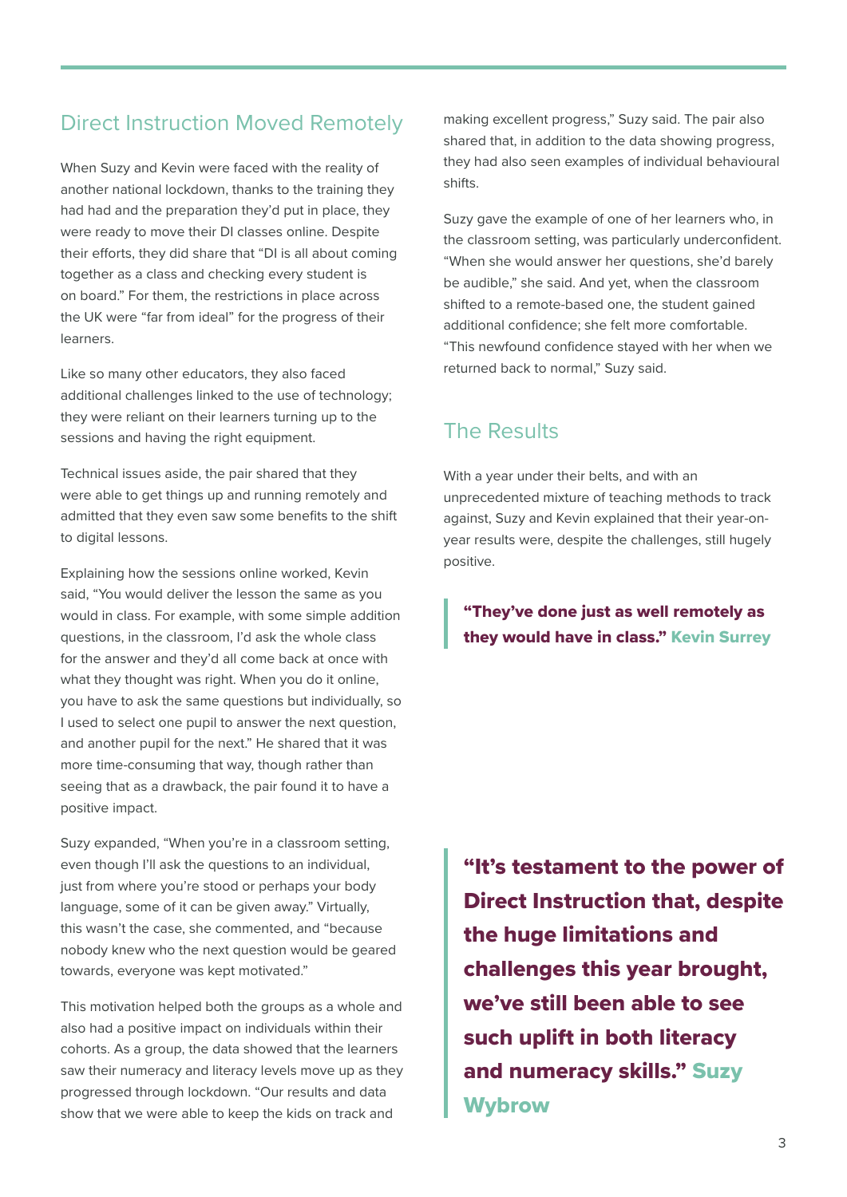## Direct Instruction Moved Remotely

When Suzy and Kevin were faced with the reality of another national lockdown, thanks to the training they had had and the preparation they'd put in place, they were ready to move their DI classes online. Despite their efforts, they did share that "DI is all about coming together as a class and checking every student is on board." For them, the restrictions in place across the UK were "far from ideal" for the progress of their learners.

Like so many other educators, they also faced additional challenges linked to the use of technology; they were reliant on their learners turning up to the sessions and having the right equipment.

Technical issues aside, the pair shared that they were able to get things up and running remotely and admitted that they even saw some benefits to the shift to digital lessons.

Explaining how the sessions online worked, Kevin said, "You would deliver the lesson the same as you would in class. For example, with some simple addition questions, in the classroom, I'd ask the whole class for the answer and they'd all come back at once with what they thought was right. When you do it online, you have to ask the same questions but individually, so I used to select one pupil to answer the next question, and another pupil for the next." He shared that it was more time-consuming that way, though rather than seeing that as a drawback, the pair found it to have a positive impact.

Suzy expanded, "When you're in a classroom setting, even though I'll ask the questions to an individual, just from where you're stood or perhaps your body language, some of it can be given away." Virtually, this wasn't the case, she commented, and "because nobody knew who the next question would be geared towards, everyone was kept motivated."

This motivation helped both the groups as a whole and also had a positive impact on individuals within their cohorts. As a group, the data showed that the learners saw their numeracy and literacy levels move up as they progressed through lockdown. "Our results and data show that we were able to keep the kids on track and making excellent progress," Suzy said. The pair also shared that, in addition to the data showing progress, they had also seen examples of individual behavioural shifts.

Suzy gave the example of one of her learners who, in the classroom setting, was particularly underconfident. "When she would answer her questions, she'd barely be audible," she said. And yet, when the classroom shifted to a remote-based one, the student gained additional confidence; she felt more comfortable. "This newfound confidence stayed with her when we returned back to normal," Suzy said.

## The Results

With a year under their belts, and with an unprecedented mixture of teaching methods to track against, Suzy and Kevin explained that their year-on-year results were, despite the challenges, still hugely positive.

> **"They've done just as well remotely as they would have in class." Kevin Surrey**

> **"It's testament to the power of Direct Instruction that, despite the huge limitations and challenges this year brought, we've still been able to see such uplift in both literacy and numeracy skills." Suzy Wybrow**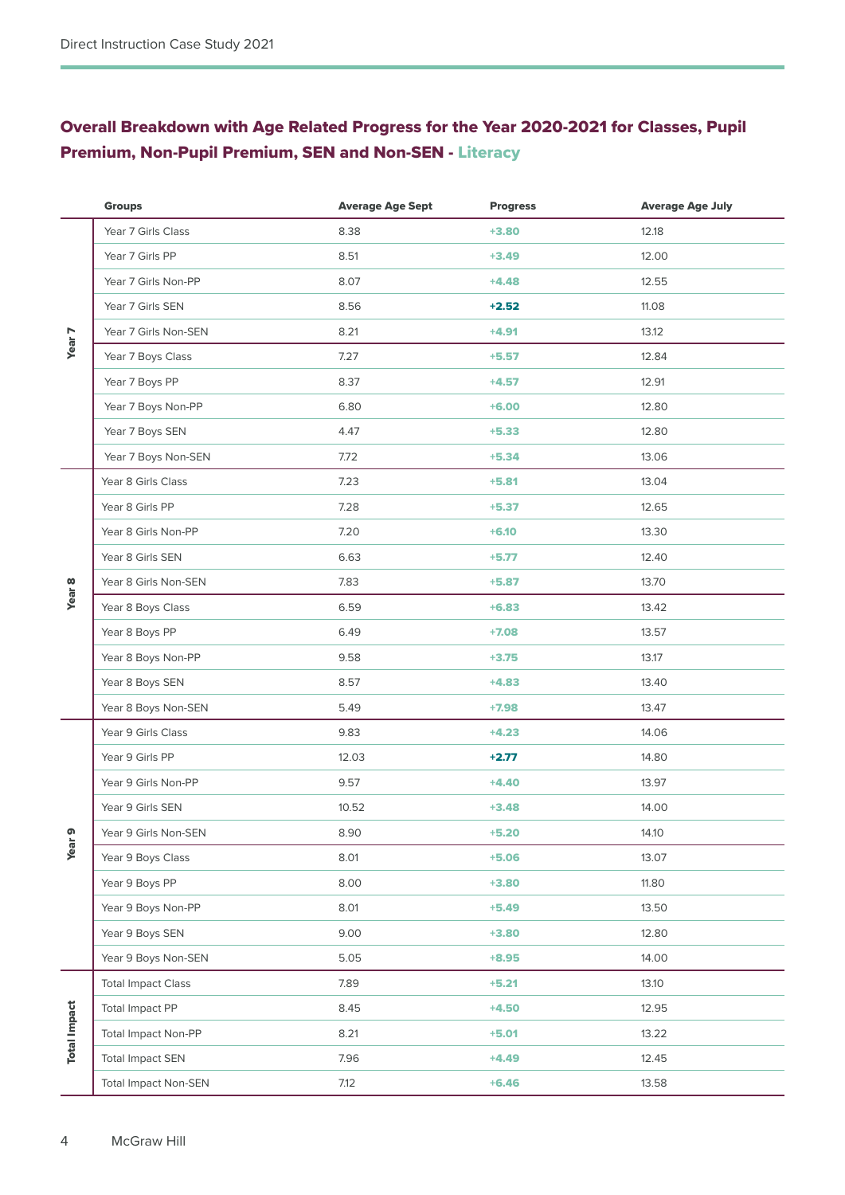## Overall Breakdown with Age Related Progress for the Year 2020-2021 for Classes, Pupil Premium, Non-Pupil Premium, SEN and Non-SEN - Literacy

| | Groups | Average Age Sept | Progress | Average Age July |
|---|---|---|---|---|
| Year 7 | Year 7 Girls Class | 8.38 | +3.80 | 12.18 |
| | Year 7 Girls PP | 8.51 | +3.49 | 12.00 |
| | Year 7 Girls Non-PP | 8.07 | +4.48 | 12.55 |
| | Year 7 Girls SEN | 8.56 | +2.52 | 11.08 |
| | Year 7 Girls Non-SEN | 8.21 | +4.91 | 13.12 |
| | Year 7 Boys Class | 7.27 | +5.57 | 12.84 |
| | Year 7 Boys PP | 8.37 | +4.57 | 12.91 |
| | Year 7 Boys Non-PP | 6.80 | +6.00 | 12.80 |
| | Year 7 Boys SEN | 4.47 | +5.33 | 12.80 |
| | Year 7 Boys Non-SEN | 7.72 | +5.34 | 13.06 |
| Year 8 | Year 8 Girls Class | 7.23 | +5.81 | 13.04 |
| | Year 8 Girls PP | 7.28 | +5.37 | 12.65 |
| | Year 8 Girls Non-PP | 7.20 | +6.10 | 13.30 |
| | Year 8 Girls SEN | 6.63 | +5.77 | 12.40 |
| | Year 8 Girls Non-SEN | 7.83 | +5.87 | 13.70 |
| | Year 8 Boys Class | 6.59 | +6.83 | 13.42 |
| | Year 8 Boys PP | 6.49 | +7.08 | 13.57 |
| | Year 8 Boys Non-PP | 9.58 | +3.75 | 13.17 |
| | Year 8 Boys SEN | 8.57 | +4.83 | 13.40 |
| | Year 8 Boys Non-SEN | 5.49 | +7.98 | 13.47 |
| Year 9 | Year 9 Girls Class | 9.83 | +4.23 | 14.06 |
| | Year 9 Girls PP | 12.03 | +2.77 | 14.80 |
| | Year 9 Girls Non-PP | 9.57 | +4.40 | 13.97 |
| | Year 9 Girls SEN | 10.52 | +3.48 | 14.00 |
| | Year 9 Girls Non-SEN | 8.90 | +5.20 | 14.10 |
| | Year 9 Boys Class | 8.01 | +5.06 | 13.07 |
| | Year 9 Boys PP | 8.00 | +3.80 | 11.80 |
| | Year 9 Boys Non-PP | 8.01 | +5.49 | 13.50 |
| | Year 9 Boys SEN | 9.00 | +3.80 | 12.80 |
| | Year 9 Boys Non-SEN | 5.05 | +8.95 | 14.00 |
| Total Impact | Total Impact Class | 7.89 | +5.21 | 13.10 |
| | Total Impact PP | 8.45 | +4.50 | 12.95 |
| | Total Impact Non-PP | 8.21 | +5.01 | 13.22 |
| | Total Impact SEN | 7.96 | +4.49 | 12.45 |
| | Total Impact Non-SEN | 7.12 | +6.46 | 13.58 |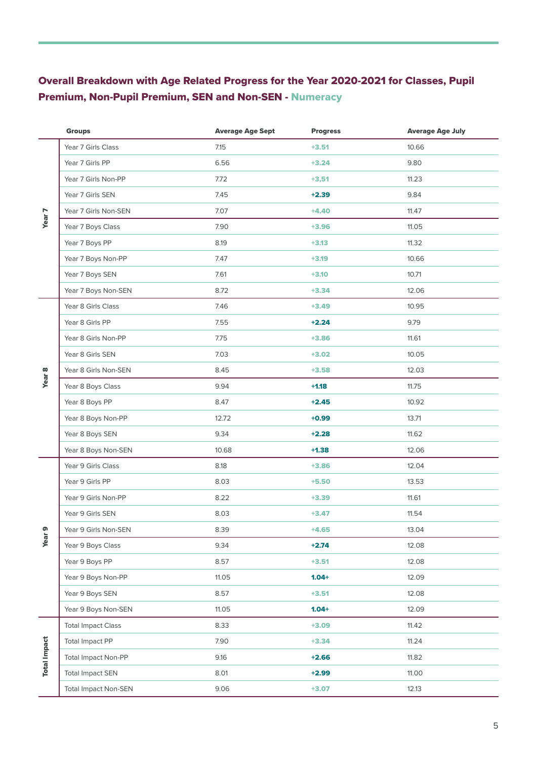## Overall Breakdown with Age Related Progress for the Year 2020-2021 for Classes, Pupil Premium, Non-Pupil Premium, SEN and Non-SEN - Numeracy

| | Groups | Average Age Sept | Progress | Average Age July |
|---|---|---|---|---|
| Year 7 | Year 7 Girls Class | 7.15 | +3.51 | 10.66 |
| | Year 7 Girls PP | 6.56 | +3.24 | 9.80 |
| | Year 7 Girls Non-PP | 7.72 | +3,51 | 11.23 |
| | Year 7 Girls SEN | 7.45 | **+2.39** | 9.84 |
| | Year 7 Girls Non-SEN | 7.07 | +4.40 | 11.47 |
| | Year 7 Boys Class | 7.90 | +3.96 | 11.05 |
| | Year 7 Boys PP | 8.19 | +3.13 | 11.32 |
| | Year 7 Boys Non-PP | 7.47 | +3.19 | 10.66 |
| | Year 7 Boys SEN | 7.61 | +3.10 | 10.71 |
| | Year 7 Boys Non-SEN | 8.72 | +3.34 | 12.06 |
| Year 8 | Year 8 Girls Class | 7.46 | +3.49 | 10.95 |
| | Year 8 Girls PP | 7.55 | **+2.24** | 9.79 |
| | Year 8 Girls Non-PP | 7.75 | +3.86 | 11.61 |
| | Year 8 Girls SEN | 7.03 | +3.02 | 10.05 |
| | Year 8 Girls Non-SEN | 8.45 | +3.58 | 12.03 |
| | Year 8 Boys Class | 9.94 | **+1.18** | 11.75 |
| | Year 8 Boys PP | 8.47 | **+2.45** | 10.92 |
| | Year 8 Boys Non-PP | 12.72 | **+0.99** | 13.71 |
| | Year 8 Boys SEN | 9.34 | **+2.28** | 11.62 |
| | Year 8 Boys Non-SEN | 10.68 | **+1.38** | 12.06 |
| Year 9 | Year 9 Girls Class | 8.18 | +3.86 | 12.04 |
| | Year 9 Girls PP | 8.03 | +5.50 | 13.53 |
| | Year 9 Girls Non-PP | 8.22 | +3.39 | 11.61 |
| | Year 9 Girls SEN | 8.03 | +3.47 | 11.54 |
| | Year 9 Girls Non-SEN | 8.39 | +4.65 | 13.04 |
| | Year 9 Boys Class | 9.34 | **+2.74** | 12.08 |
| | Year 9 Boys PP | 8.57 | +3.51 | 12.08 |
| | Year 9 Boys Non-PP | 11.05 | **1.04+** | 12.09 |
| | Year 9 Boys SEN | 8.57 | +3.51 | 12.08 |
| | Year 9 Boys Non-SEN | 11.05 | **1.04+** | 12.09 |
| Total Impact | Total Impact Class | 8.33 | +3.09 | 11.42 |
| | Total Impact PP | 7.90 | +3.34 | 11.24 |
| | Total Impact Non-PP | 9.16 | **+2.66** | 11.82 |
| | Total Impact SEN | 8.01 | **+2.99** | 11.00 |
| | Total Impact Non-SEN | 9.06 | +3.07 | 12.13 |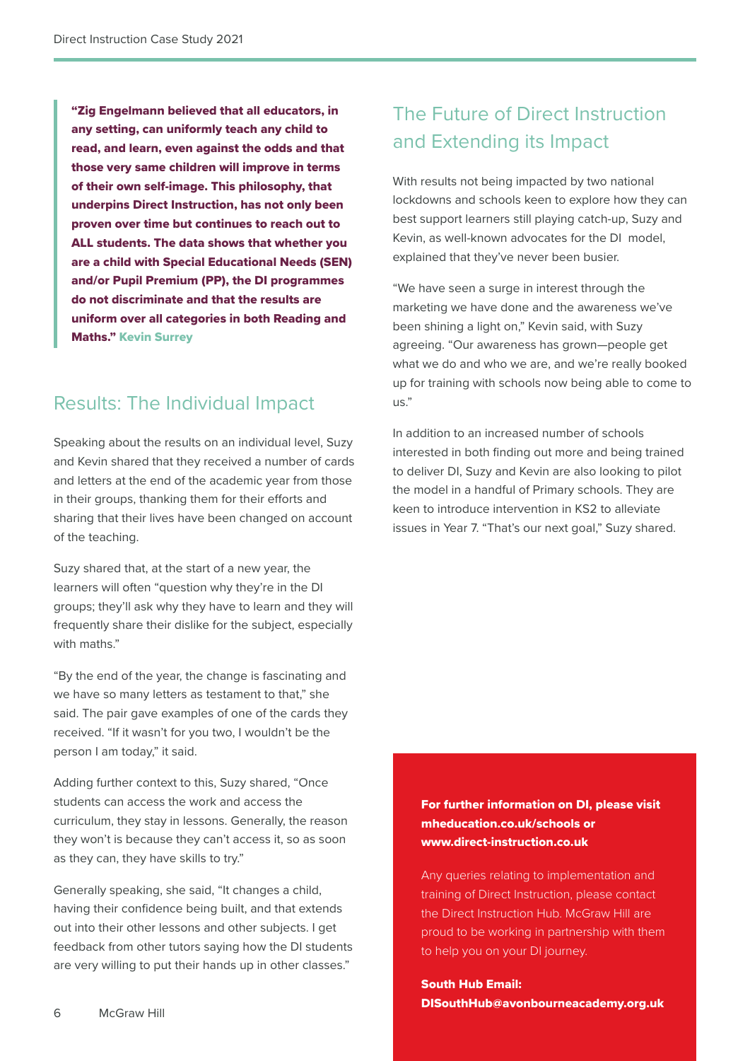> **"Zig Engelmann believed that all educators, in any setting, can uniformly teach any child to read, and learn, even against the odds and that those very same children will improve in terms of their own self-image. This philosophy, that underpins Direct Instruction, has not only been proven over time but continues to reach out to ALL students. The data shows that whether you are a child with Special Educational Needs (SEN) and/or Pupil Premium (PP), the DI programmes do not discriminate and that the results are uniform over all categories in both Reading and Maths." Kevin Surrey**

## Results: The Individual Impact

Speaking about the results on an individual level, Suzy and Kevin shared that they received a number of cards and letters at the end of the academic year from those in their groups, thanking them for their efforts and sharing that their lives have been changed on account of the teaching.

Suzy shared that, at the start of a new year, the learners will often "question why they're in the DI groups; they'll ask why they have to learn and they will frequently share their dislike for the subject, especially with maths."

"By the end of the year, the change is fascinating and we have so many letters as testament to that," she said. The pair gave examples of one of the cards they received. "If it wasn't for you two, I wouldn't be the person I am today," it said.

Adding further context to this, Suzy shared, "Once students can access the work and access the curriculum, they stay in lessons. Generally, the reason they won't is because they can't access it, so as soon as they can, they have skills to try."

Generally speaking, she said, "It changes a child, having their confidence being built, and that extends out into their other lessons and other subjects. I get feedback from other tutors saying how the DI students are very willing to put their hands up in other classes."

## The Future of Direct Instruction and Extending its Impact

With results not being impacted by two national lockdowns and schools keen to explore how they can best support learners still playing catch-up, Suzy and Kevin, as well-known advocates for the DI model, explained that they've never been busier.

"We have seen a surge in interest through the marketing we have done and the awareness we've been shining a light on," Kevin said, with Suzy agreeing. "Our awareness has grown—people get what we do and who we are, and we're really booked up for training with schools now being able to come to us."

In addition to an increased number of schools interested in both finding out more and being trained to deliver DI, Suzy and Kevin are also looking to pilot the model in a handful of Primary schools. They are keen to introduce intervention in KS2 to alleviate issues in Year 7. "That's our next goal," Suzy shared.

**For further information on DI, please visit mheducation.co.uk/schools or www.direct-instruction.co.uk**

Any queries relating to implementation and training of Direct Instruction, please contact the Direct Instruction Hub. McGraw Hill are proud to be working in partnership with them to help you on your DI journey.

**South Hub Email: DISouthHub@avonbourneacademy.org.uk**